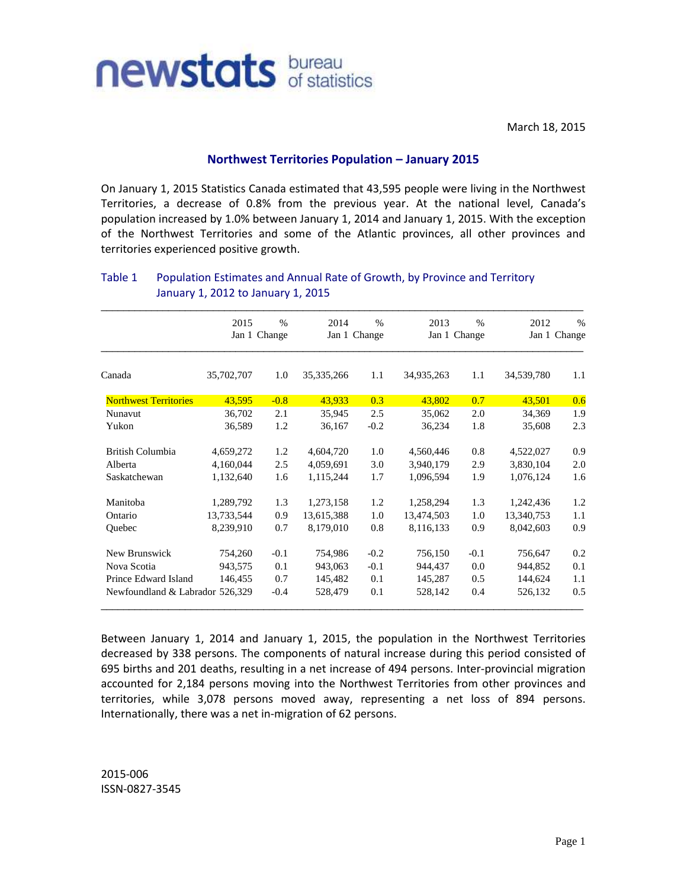newstats bureau of statistics

March 18, 2015

## Northwest Territories Population – January 2015

On January 1, 2015 Statistics Canada estimated that 43,595 people were living in the Northwest Territories, a decrease of 0.8% from the previous year. At the national level, Canada's population increased by 1.0% between January 1, 2014 and January 1, 2015. With the exception of the Northwest Territories and some of the Atlantic provinces, all other provinces and territories experienced positive growth.

### Table 1 Population Estimates and Annual Rate of Growth, by Province and Territory January 1, 2012 to January 1, 2015

| | 2015 Jan 1 | % Change | 2014 Jan 1 | % Change | 2013 Jan 1 | % Change | 2012 Jan 1 | % Change |
|---|---|---|---|---|---|---|---|---|
| Canada | 35,702,707 | 1.0 | 35,335,266 | 1.1 | 34,935,263 | 1.1 | 34,539,780 | 1.1 |
| Northwest Territories | 43,595 | -0.8 | 43,933 | 0.3 | 43,802 | 0.7 | 43,501 | 0.6 |
| Nunavut | 36,702 | 2.1 | 35,945 | 2.5 | 35,062 | 2.0 | 34,369 | 1.9 |
| Yukon | 36,589 | 1.2 | 36,167 | -0.2 | 36,234 | 1.8 | 35,608 | 2.3 |
| British Columbia | 4,659,272 | 1.2 | 4,604,720 | 1.0 | 4,560,446 | 0.8 | 4,522,027 | 0.9 |
| Alberta | 4,160,044 | 2.5 | 4,059,691 | 3.0 | 3,940,179 | 2.9 | 3,830,104 | 2.0 |
| Saskatchewan | 1,132,640 | 1.6 | 1,115,244 | 1.7 | 1,096,594 | 1.9 | 1,076,124 | 1.6 |
| Manitoba | 1,289,792 | 1.3 | 1,273,158 | 1.2 | 1,258,294 | 1.3 | 1,242,436 | 1.2 |
| Ontario | 13,733,544 | 0.9 | 13,615,388 | 1.0 | 13,474,503 | 1.0 | 13,340,753 | 1.1 |
| Quebec | 8,239,910 | 0.7 | 8,179,010 | 0.8 | 8,116,133 | 0.9 | 8,042,603 | 0.9 |
| New Brunswick | 754,260 | -0.1 | 754,986 | -0.2 | 756,150 | -0.1 | 756,647 | 0.2 |
| Nova Scotia | 943,575 | 0.1 | 943,063 | -0.1 | 944,437 | 0.0 | 944,852 | 0.1 |
| Prince Edward Island | 146,455 | 0.7 | 145,482 | 0.1 | 145,287 | 0.5 | 144,624 | 1.1 |
| Newfoundland & Labrador | 526,329 | -0.4 | 528,479 | 0.1 | 528,142 | 0.4 | 526,132 | 0.5 |

Between January 1, 2014 and January 1, 2015, the population in the Northwest Territories decreased by 338 persons. The components of natural increase during this period consisted of 695 births and 201 deaths, resulting in a net increase of 494 persons. Inter-provincial migration accounted for 2,184 persons moving into the Northwest Territories from other provinces and territories, while 3,078 persons moved away, representing a net loss of 894 persons. Internationally, there was a net in-migration of 62 persons.

2015-006
ISSN-0827-3545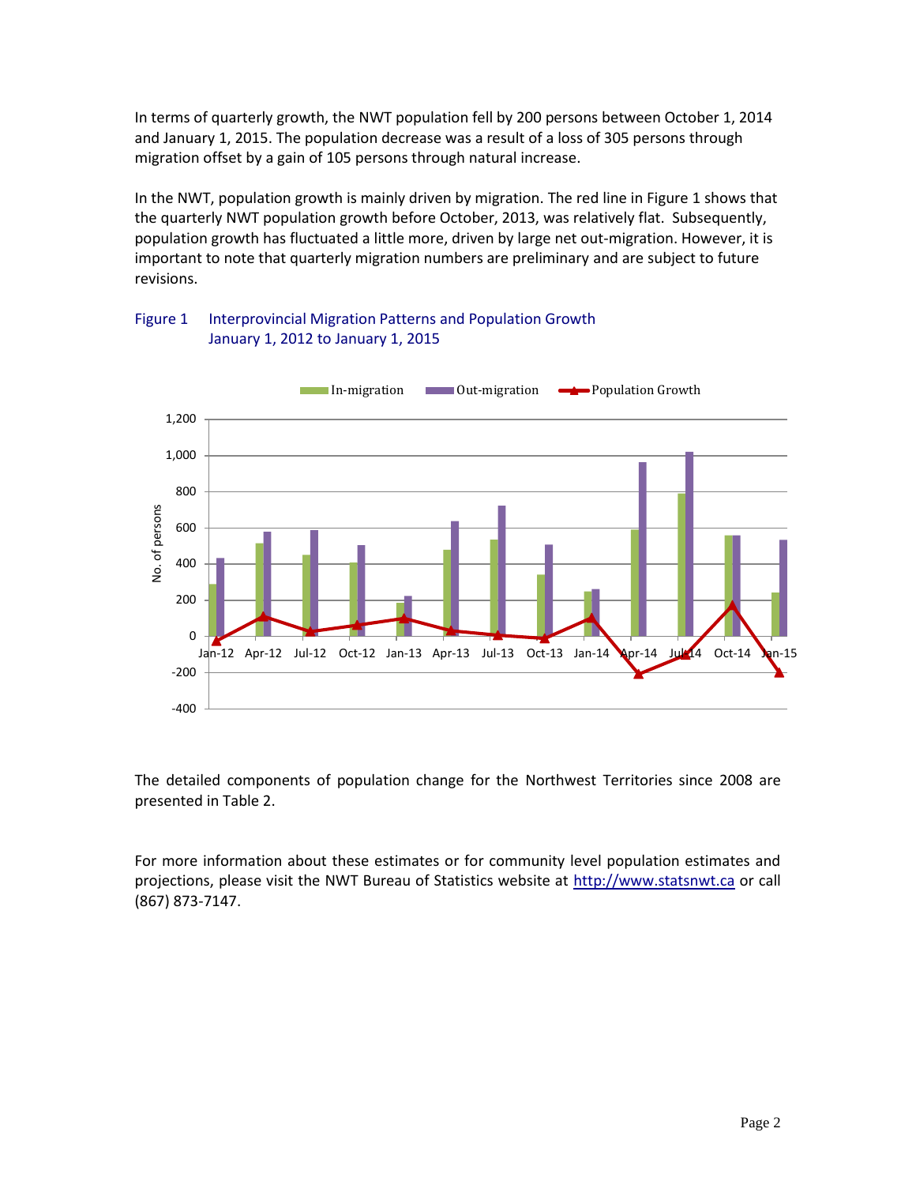In terms of quarterly growth, the NWT population fell by 200 persons between October 1, 2014 and January 1, 2015. The population decrease was a result of a loss of 305 persons through migration offset by a gain of 105 persons through natural increase.

In the NWT, population growth is mainly driven by migration. The red line in Figure 1 shows that the quarterly NWT population growth before October, 2013, was relatively flat. Subsequently, population growth has fluctuated a little more, driven by large net out-migration. However, it is important to note that quarterly migration numbers are preliminary and are subject to future revisions.

Figure 1 Interprovincial Migration Patterns and Population Growth
January 1, 2012 to January 1, 2015

The detailed components of population change for the Northwest Territories since 2008 are presented in Table 2.

For more information about these estimates or for community level population estimates and projections, please visit the NWT Bureau of Statistics website at http://www.statsnwt.ca or call (867) 873-7147.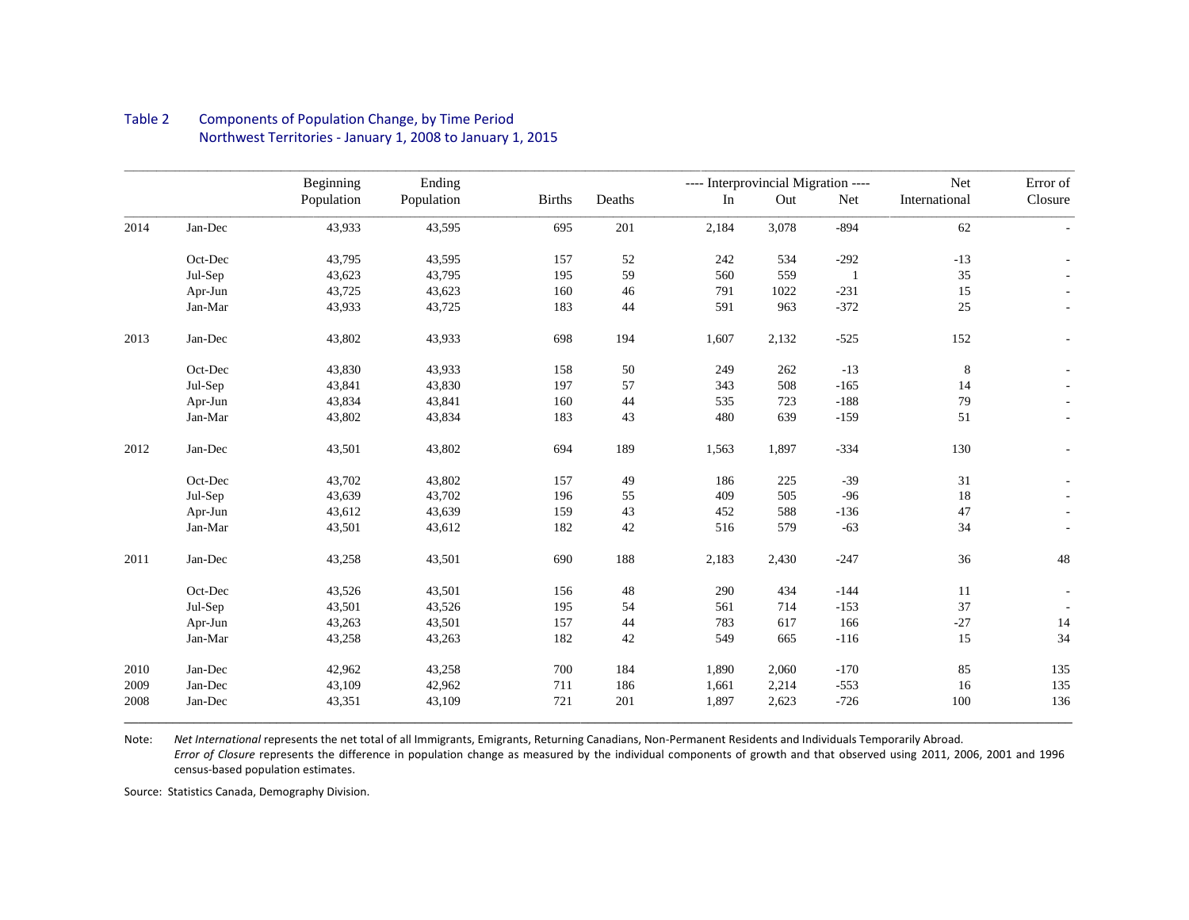## Table 2 Components of Population Change, by Time Period

Northwest Territories - January 1, 2008 to January 1, 2015

| | | Beginning Population | Ending Population | Births | Deaths | ---- Interprovincial Migration ---- In | Out | Net | Net International | Error of Closure |
|---|---|---|---|---|---|---|---|---|---|---|
| 2014 | Jan-Dec | 43,933 | 43,595 | 695 | 201 | 2,184 | 3,078 | -894 | 62 | - |
| | Oct-Dec | 43,795 | 43,595 | 157 | 52 | 242 | 534 | -292 | -13 | - |
| | Jul-Sep | 43,623 | 43,795 | 195 | 59 | 560 | 559 | 1 | 35 | - |
| | Apr-Jun | 43,725 | 43,623 | 160 | 46 | 791 | 1022 | -231 | 15 | - |
| | Jan-Mar | 43,933 | 43,725 | 183 | 44 | 591 | 963 | -372 | 25 | - |
| 2013 | Jan-Dec | 43,802 | 43,933 | 698 | 194 | 1,607 | 2,132 | -525 | 152 | - |
| | Oct-Dec | 43,830 | 43,933 | 158 | 50 | 249 | 262 | -13 | 8 | - |
| | Jul-Sep | 43,841 | 43,830 | 197 | 57 | 343 | 508 | -165 | 14 | - |
| | Apr-Jun | 43,834 | 43,841 | 160 | 44 | 535 | 723 | -188 | 79 | - |
| | Jan-Mar | 43,802 | 43,834 | 183 | 43 | 480 | 639 | -159 | 51 | - |
| 2012 | Jan-Dec | 43,501 | 43,802 | 694 | 189 | 1,563 | 1,897 | -334 | 130 | - |
| | Oct-Dec | 43,702 | 43,802 | 157 | 49 | 186 | 225 | -39 | 31 | - |
| | Jul-Sep | 43,639 | 43,702 | 196 | 55 | 409 | 505 | -96 | 18 | - |
| | Apr-Jun | 43,612 | 43,639 | 159 | 43 | 452 | 588 | -136 | 47 | - |
| | Jan-Mar | 43,501 | 43,612 | 182 | 42 | 516 | 579 | -63 | 34 | - |
| 2011 | Jan-Dec | 43,258 | 43,501 | 690 | 188 | 2,183 | 2,430 | -247 | 36 | 48 |
| | Oct-Dec | 43,526 | 43,501 | 156 | 48 | 290 | 434 | -144 | 11 | - |
| | Jul-Sep | 43,501 | 43,526 | 195 | 54 | 561 | 714 | -153 | 37 | - |
| | Apr-Jun | 43,263 | 43,501 | 157 | 44 | 783 | 617 | 166 | -27 | 14 |
| | Jan-Mar | 43,258 | 43,263 | 182 | 42 | 549 | 665 | -116 | 15 | 34 |
| 2010 | Jan-Dec | 42,962 | 43,258 | 700 | 184 | 1,890 | 2,060 | -170 | 85 | 135 |
| 2009 | Jan-Dec | 43,109 | 42,962 | 711 | 186 | 1,661 | 2,214 | -553 | 16 | 135 |
| 2008 | Jan-Dec | 43,351 | 43,109 | 721 | 201 | 1,897 | 2,623 | -726 | 100 | 136 |

Note: *Net International* represents the net total of all Immigrants, Emigrants, Returning Canadians, Non-Permanent Residents and Individuals Temporarily Abroad.
*Error of Closure* represents the difference in population change as measured by the individual components of growth and that observed using 2011, 2006, 2001 and 1996 census-based population estimates.

Source: Statistics Canada, Demography Division.